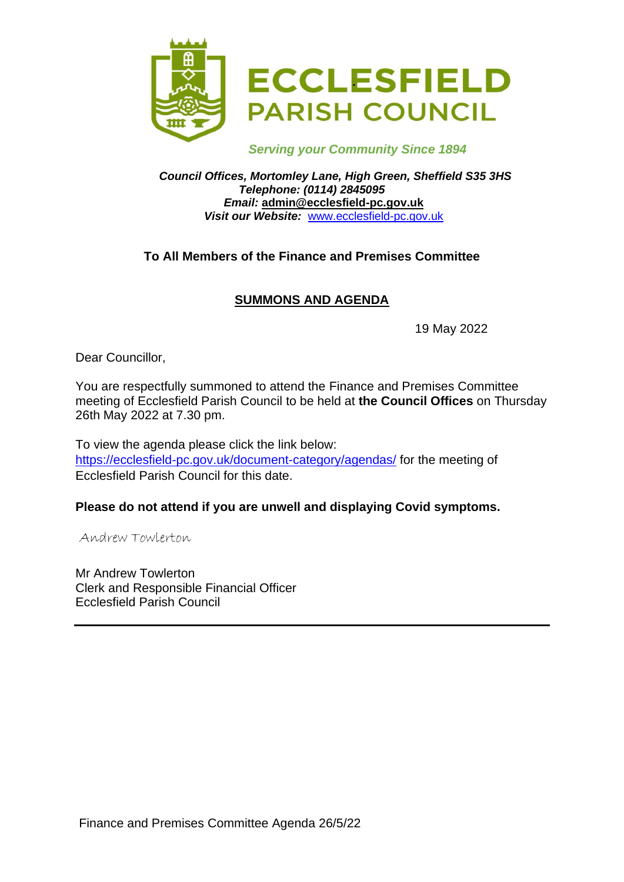# ECCLESFIELD PARISH COUNCIL

*Serving your Community Since 1894*

***Council Offices, Mortomley Lane, High Green, Sheffield S35 3HS***
***Telephone: (0114) 2845095***
***Email:*** **admin@ecclesfield-pc.gov.uk**
***Visit our Website:*** [www.ecclesfield-pc.gov.uk](http://www.ecclesfield-pc.gov.uk)

**To All Members of the Finance and Premises Committee**

## SUMMONS AND AGENDA

19 May 2022

Dear Councillor,

You are respectfully summoned to attend the Finance and Premises Committee meeting of Ecclesfield Parish Council to be held at **the Council Offices** on Thursday 26th May 2022 at 7.30 pm.

To view the agenda please click the link below:
[https://ecclesfield-pc.gov.uk/document-category/agendas/](https://ecclesfield-pc.gov.uk/document-category/agendas/) for the meeting of Ecclesfield Parish Council for this date.

**Please do not attend if you are unwell and displaying Covid symptoms.**

*Andrew Towlerton*

Mr Andrew Towlerton
Clerk and Responsible Financial Officer
Ecclesfield Parish Council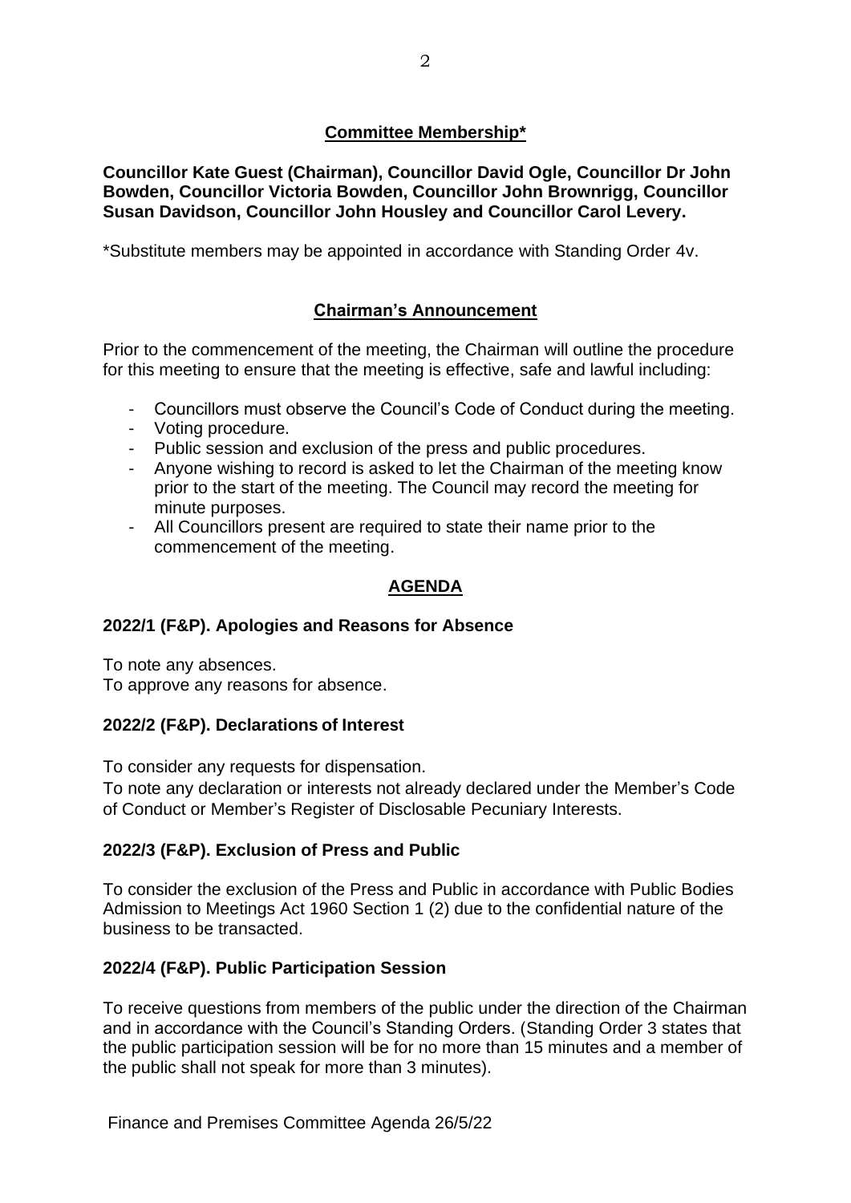## Committee Membership*

**Councillor Kate Guest (Chairman), Councillor David Ogle, Councillor Dr John Bowden, Councillor Victoria Bowden, Councillor John Brownrigg, Councillor Susan Davidson, Councillor John Housley and Councillor Carol Levery.**

*Substitute members may be appointed in accordance with Standing Order 4v.

## Chairman's Announcement

Prior to the commencement of the meeting, the Chairman will outline the procedure for this meeting to ensure that the meeting is effective, safe and lawful including:

- Councillors must observe the Council's Code of Conduct during the meeting.
- Voting procedure.
- Public session and exclusion of the press and public procedures.
- Anyone wishing to record is asked to let the Chairman of the meeting know prior to the start of the meeting. The Council may record the meeting for minute purposes.
- All Councillors present are required to state their name prior to the commencement of the meeting.

## AGENDA

### 2022/1 (F&P). Apologies and Reasons for Absence

To note any absences.
To approve any reasons for absence.

### 2022/2 (F&P). Declarations of Interest

To consider any requests for dispensation.
To note any declaration or interests not already declared under the Member's Code of Conduct or Member's Register of Disclosable Pecuniary Interests.

### 2022/3 (F&P). Exclusion of Press and Public

To consider the exclusion of the Press and Public in accordance with Public Bodies Admission to Meetings Act 1960 Section 1 (2) due to the confidential nature of the business to be transacted.

### 2022/4 (F&P). Public Participation Session

To receive questions from members of the public under the direction of the Chairman and in accordance with the Council's Standing Orders. (Standing Order 3 states that the public participation session will be for no more than 15 minutes and a member of the public shall not speak for more than 3 minutes).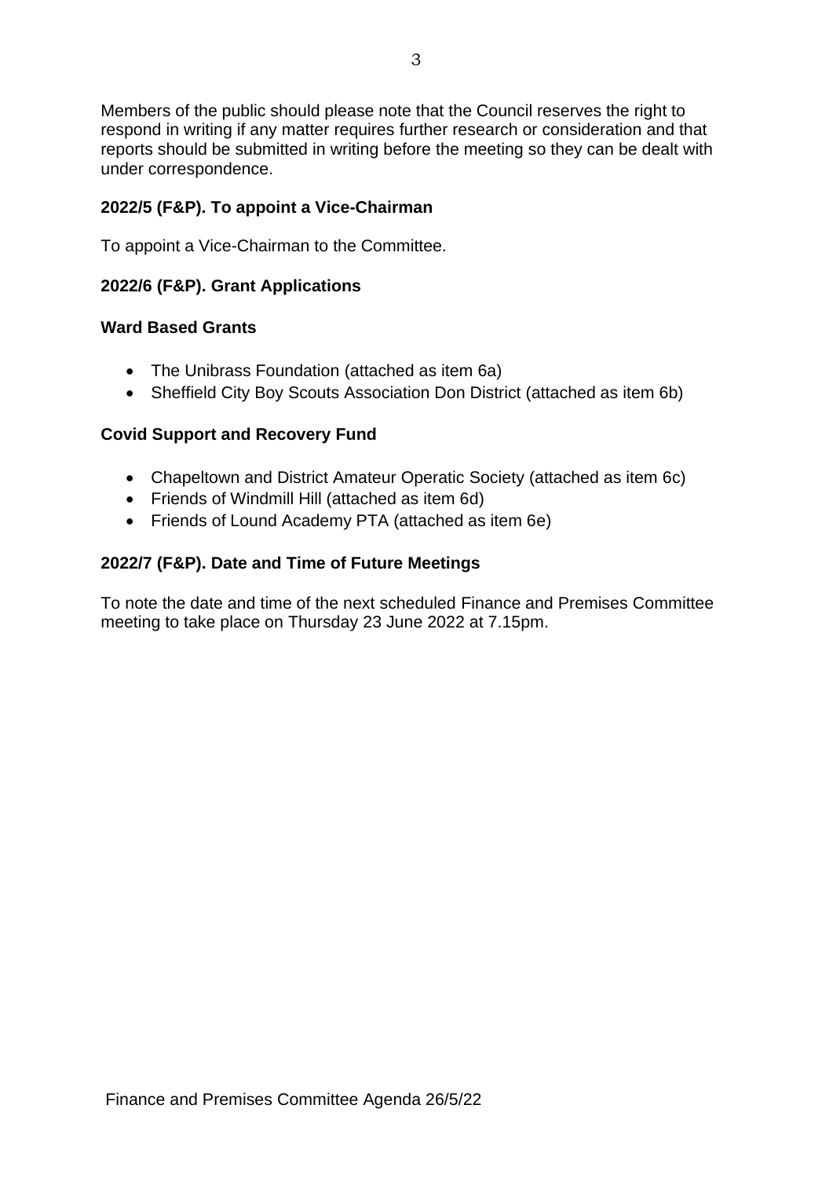Members of the public should please note that the Council reserves the right to respond in writing if any matter requires further research or consideration and that reports should be submitted in writing before the meeting so they can be dealt with under correspondence.

**2022/5 (F&P). To appoint a Vice-Chairman**

To appoint a Vice-Chairman to the Committee.

**2022/6 (F&P). Grant Applications**

**Ward Based Grants**

- The Unibrass Foundation (attached as item 6a)
- Sheffield City Boy Scouts Association Don District (attached as item 6b)

**Covid Support and Recovery Fund**

- Chapeltown and District Amateur Operatic Society (attached as item 6c)
- Friends of Windmill Hill (attached as item 6d)
- Friends of Lound Academy PTA (attached as item 6e)

**2022/7 (F&P). Date and Time of Future Meetings**

To note the date and time of the next scheduled Finance and Premises Committee meeting to take place on Thursday 23 June 2022 at 7.15pm.